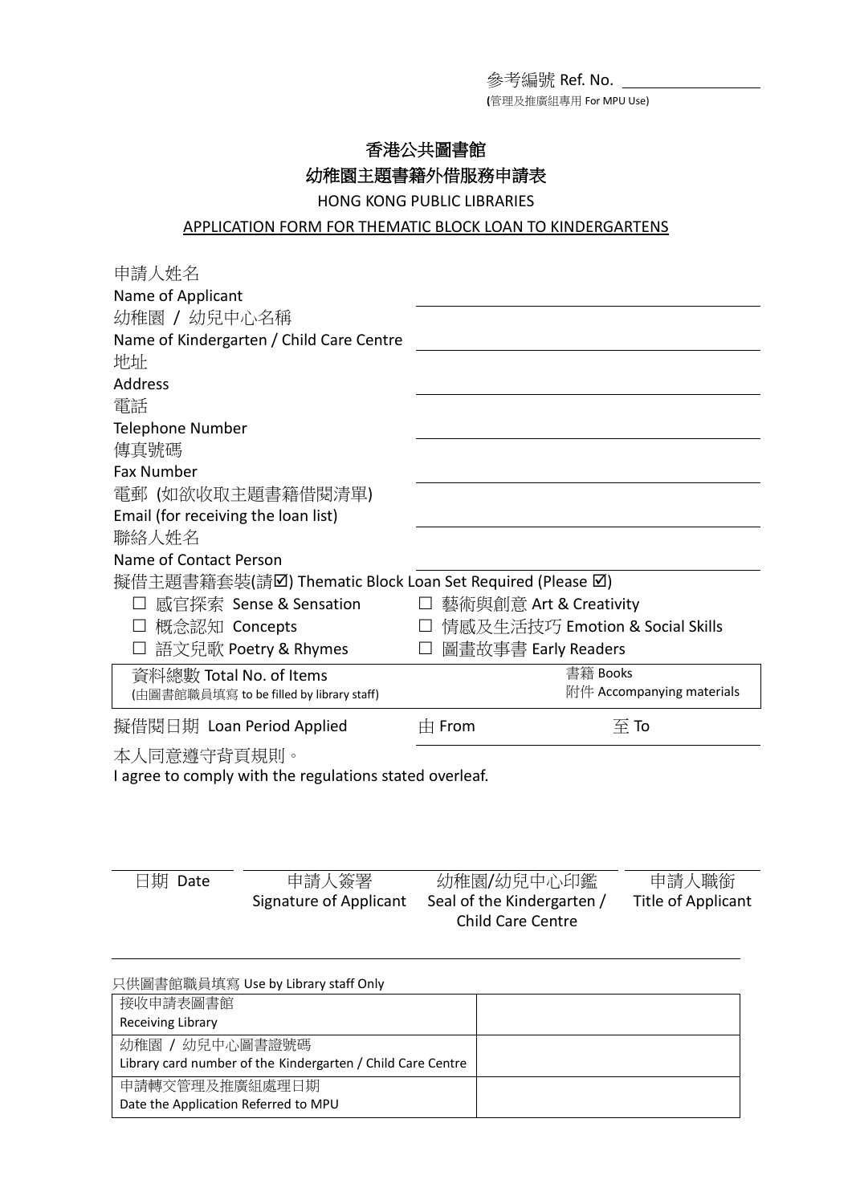參考編號 Ref. No. ______________

(管理及推廣組專用 For MPU Use)

# 香港公共圖書館
# 幼稚園主題書籍外借服務申請表
## HONG KONG PUBLIC LIBRARIES
## APPLICATION FORM FOR THEMATIC BLOCK LOAN TO KINDERGARTENS

申請人姓名
Name of Applicant ______________________________

幼稚園 / 幼兒中心名稱
Name of Kindergarten / Child Care Centre ______________________________

地址
Address ______________________________

電話
Telephone Number ______________________________

傳真號碼
Fax Number ______________________________

電郵 (如欲收取主題書籍借閱清單)
Email (for receiving the loan list) ______________________________

聯絡人姓名
Name of Contact Person ______________________________

擬借主題書籍套裝(請☑) Thematic Block Loan Set Required (Please ☑)

- ☐ 感官探索 Sense & Sensation
- ☐ 藝術與創意 Art & Creativity
- ☐ 概念認知 Concepts
- ☐ 情感及生活技巧 Emotion & Social Skills
- ☐ 語文兒歌 Poetry & Rhymes
- ☐ 圖畫故事書 Early Readers

| 資料總數 Total No. of Items (由圖書館職員填寫 to be filled by library staff) | 書籍 Books<br>附件 Accompanying materials |
|---|---|

擬借閱日期 Loan Period Applied 由 From ______________ 至 To ______________

本人同意遵守背頁規則。
I agree to comply with the regulations stated overleaf.

| 日期 Date | 申請人簽署 Signature of Applicant | 幼稚園/幼兒中心印鑑 Seal of the Kindergarten / Child Care Centre | 申請人職銜 Title of Applicant |
|---|---|---|---|

只供圖書館職員填寫 Use by Library staff Only

| 接收申請表圖書館<br>Receiving Library | |
|---|---|
| 幼稚園 / 幼兒中心圖書證號碼<br>Library card number of the Kindergarten / Child Care Centre | |
| 申請轉交管理及推廣組處理日期<br>Date the Application Referred to MPU | |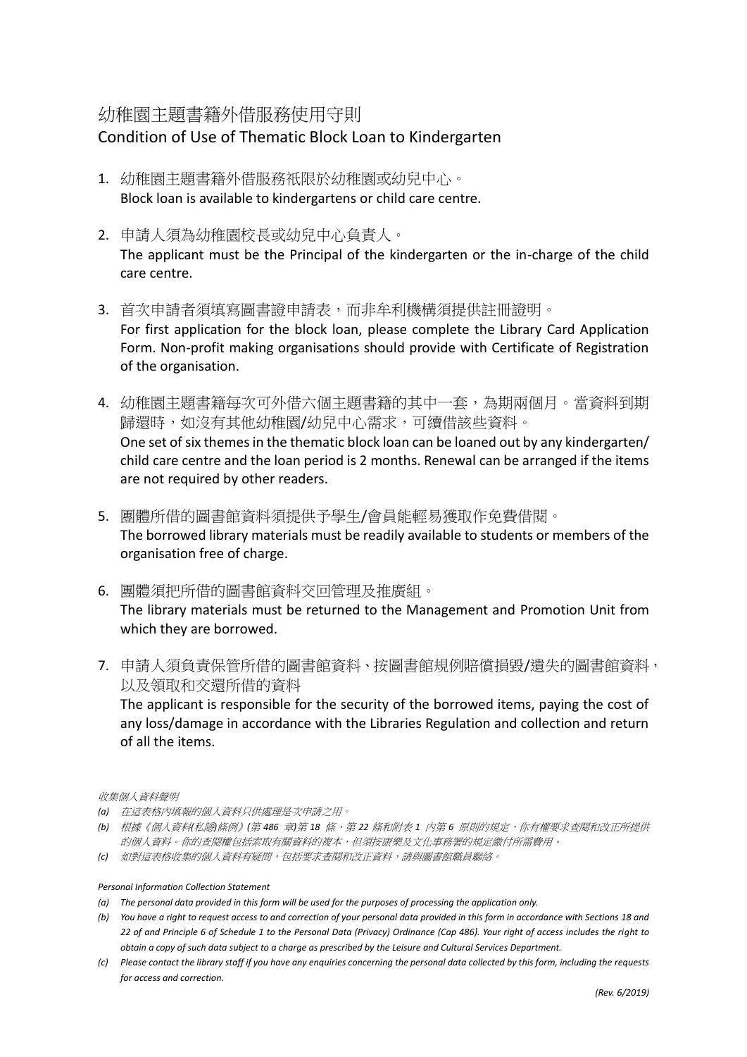# 幼稚園主題書籍外借服務使用守則
# Condition of Use of Thematic Block Loan to Kindergarten

1. 幼稚園主題書籍外借服務祇限於幼稚園或幼兒中心。
   Block loan is available to kindergartens or child care centre.

2. 申請人須為幼稚園校長或幼兒中心負責人。
   The applicant must be the Principal of the kindergarten or the in-charge of the child care centre.

3. 首次申請者須填寫圖書證申請表，而非牟利機構須提供註冊證明。
   For first application for the block loan, please complete the Library Card Application Form. Non-profit making organisations should provide with Certificate of Registration of the organisation.

4. 幼稚園主題書籍每次可外借六個主題書籍的其中一套，為期兩個月。當資料到期歸還時，如沒有其他幼稚園/幼兒中心需求，可續借該些資料。
   One set of six themes in the thematic block loan can be loaned out by any kindergarten/ child care centre and the loan period is 2 months. Renewal can be arranged if the items are not required by other readers.

5. 團體所借的圖書館資料須提供予學生/會員能輕易獲取作免費借閱。
   The borrowed library materials must be readily available to students or members of the organisation free of charge.

6. 團體須把所借的圖書館資料交回管理及推廣組。
   The library materials must be returned to the Management and Promotion Unit from which they are borrowed.

7. 申請人須負責保管所借的圖書館資料、按圖書館規例賠償損毀/遺失的圖書館資料，以及領取和交還所借的資料
   The applicant is responsible for the security of the borrowed items, paying the cost of any loss/damage in accordance with the Libraries Regulation and collection and return of all the items.

*收集個人資料聲明*

*(a) 在這表格內填報的個人資料只供處理是次申請之用。*

*(b) 根據《個人資料(私隱)條例》(第 486 章)第 18 條、第 22 條和附表 1 內第 6 原則的規定，你有權要求查閱和改正所提供的個人資料。你的查閱權包括索取有關資料的複本，但須按康樂及文化事務署的規定繳付所需費用。*

*(c) 如對這表格收集的個人資料有疑問，包括要求查閱和改正資料，請與圖書館職員聯絡。*

***Personal Information Collection Statement***

*(a) The personal data provided in this form will be used for the purposes of processing the application only.*

*(b) You have a right to request access to and correction of your personal data provided in this form in accordance with Sections 18 and 22 of and Principle 6 of Schedule 1 to the Personal Data (Privacy) Ordinance (Cap 486). Your right of access includes the right to obtain a copy of such data subject to a charge as prescribed by the Leisure and Cultural Services Department.*

*(c) Please contact the library staff if you have any enquiries concerning the personal data collected by this form, including the requests for access and correction.*

*(Rev. 6/2019)*